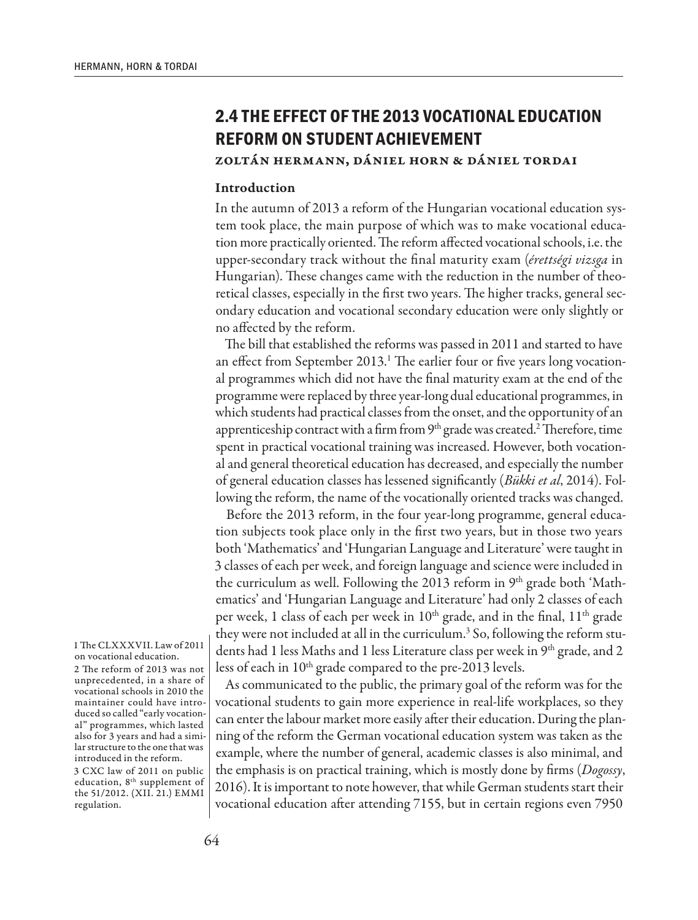## 2.4 THE EFFECT OF THE 2013 VOCATIONAL EDUCATION REFORM ON STUDENT ACHIEVEMENT

ZOLTÁN HERMANN, DÁNIEL HORN & DÁNIEL TORDAI

### Introduction

In the autumn of 2013 a reform of the Hungarian vocational education system took place, the main purpose of which was to make vocational education more practically oriented. The reform affected vocational schools, i.e. the upper-secondary track without the final maturity exam (*érettségi vizsga* in Hungarian). These changes came with the reduction in the number of theoretical classes, especially in the first two years. The higher tracks, general secondary education and vocational secondary education were only slightly or no affected by the reform.

The bill that established the reforms was passed in 2011 and started to have an effect from September 2013.[1] The earlier four or five years long vocational programmes which did not have the final maturity exam at the end of the programme were replaced by three year-long dual educational programmes, in which students had practical classes from the onset, and the opportunity of an apprenticeship contract with a firm from 9th grade was created.[2] Therefore, time spent in practical vocational training was increased. However, both vocational and general theoretical education has decreased, and especially the number of general education classes has lessened significantly (*Bükki et al*, 2014). Following the reform, the name of the vocationally oriented tracks was changed.

Before the 2013 reform, in the four year-long programme, general education subjects took place only in the first two years, but in those two years both 'Mathematics' and 'Hungarian Language and Literature' were taught in 3 classes of each per week, and foreign language and science were included in the curriculum as well. Following the 2013 reform in 9th grade both 'Mathematics' and 'Hungarian Language and Literature' had only 2 classes of each per week, 1 class of each per week in 10th grade, and in the final, 11th grade they were not included at all in the curriculum.[3] So, following the reform students had 1 less Maths and 1 less Literature class per week in 9th grade, and 2 less of each in 10th grade compared to the pre-2013 levels.

As communicated to the public, the primary goal of the reform was for the vocational students to gain more experience in real-life workplaces, so they can enter the labour market more easily after their education. During the planning of the reform the German vocational education system was taken as the example, where the number of general, academic classes is also minimal, and the emphasis is on practical training, which is mostly done by firms (*Dogossy*, 2016). It is important to note however, that while German students start their vocational education after attending 7155, but in certain regions even 7950

1 The CLXXXVII. Law of 2011 on vocational education.

2 The reform of 2013 was not unprecedented, in a share of vocational schools in 2010 the maintainer could have introduced so called "early vocational" programmes, which lasted also for 3 years and had a similar structure to the one that was introduced in the reform.

3 CXC law of 2011 on public education, 8th supplement of the 51/2012. (XII. 21.) EMMI regulation.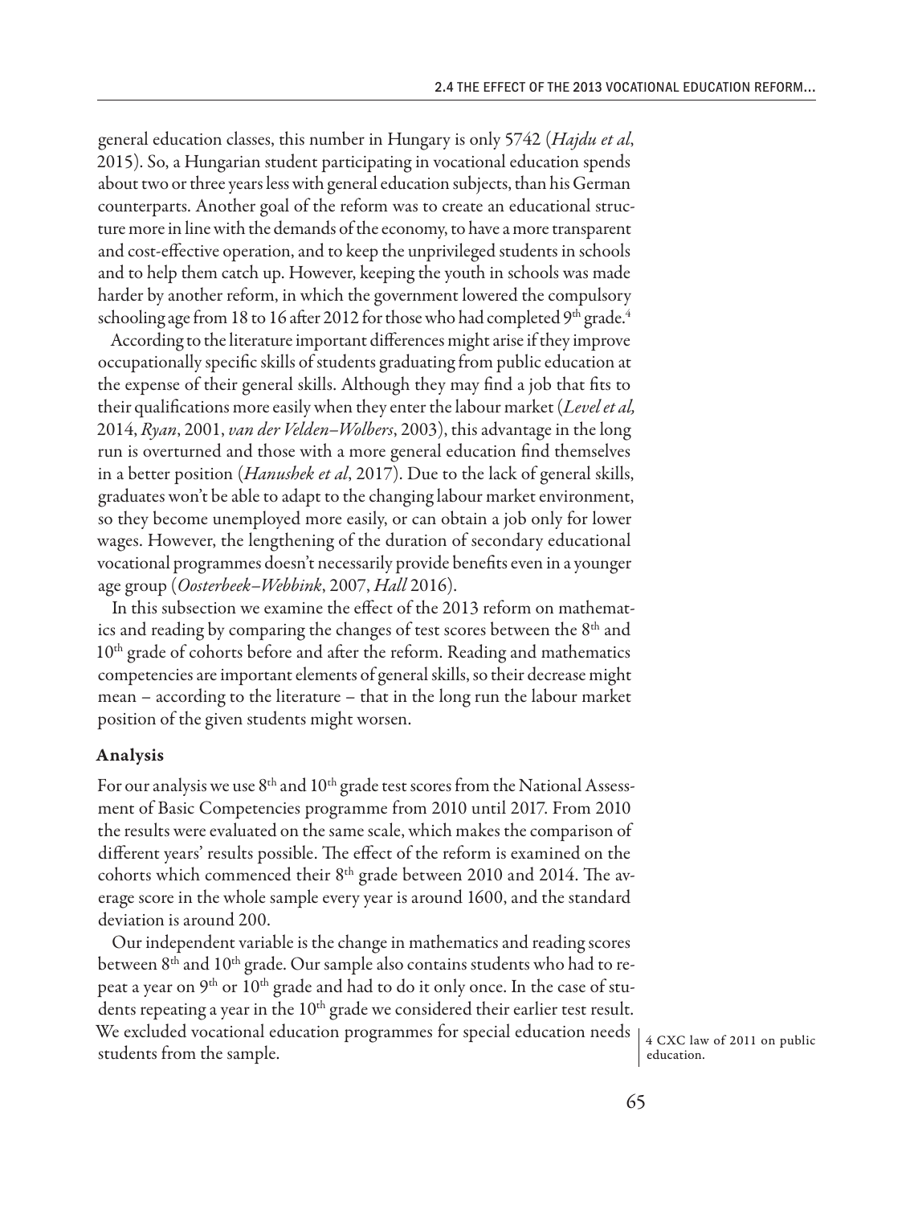general education classes, this number in Hungary is only 5742 (*Hajdu et al*, 2015). So, a Hungarian student participating in vocational education spends about two or three years less with general education subjects, than his German counterparts. Another goal of the reform was to create an educational structure more in line with the demands of the economy, to have a more transparent and cost-effective operation, and to keep the unprivileged students in schools and to help them catch up. However, keeping the youth in schools was made harder by another reform, in which the government lowered the compulsory schooling age from 18 to 16 after 2012 for those who had completed 9th grade.[4]

According to the literature important differences might arise if they improve occupationally specific skills of students graduating from public education at the expense of their general skills. Although they may find a job that fits to their qualifications more easily when they enter the labour market (*Level et al,* 2014, *Ryan*, 2001, *van der Velden–Wolbers*, 2003), this advantage in the long run is overturned and those with a more general education find themselves in a better position (*Hanushek et al*, 2017). Due to the lack of general skills, graduates won't be able to adapt to the changing labour market environment, so they become unemployed more easily, or can obtain a job only for lower wages. However, the lengthening of the duration of secondary educational vocational programmes doesn't necessarily provide benefits even in a younger age group (*Oosterbeek–Webbink*, 2007, *Hall* 2016).

In this subsection we examine the effect of the 2013 reform on mathematics and reading by comparing the changes of test scores between the 8th and 10th grade of cohorts before and after the reform. Reading and mathematics competencies are important elements of general skills, so their decrease might mean – according to the literature – that in the long run the labour market position of the given students might worsen.

### Analysis

For our analysis we use 8th and 10th grade test scores from the National Assessment of Basic Competencies programme from 2010 until 2017. From 2010 the results were evaluated on the same scale, which makes the comparison of different years' results possible. The effect of the reform is examined on the cohorts which commenced their 8th grade between 2010 and 2014. The average score in the whole sample every year is around 1600, and the standard deviation is around 200.

Our independent variable is the change in mathematics and reading scores between 8th and 10th grade. Our sample also contains students who had to repeat a year on 9th or 10th grade and had to do it only once. In the case of students repeating a year in the 10th grade we considered their earlier test result. We excluded vocational education programmes for special education needs students from the sample.

[4] CXC law of 2011 on public education.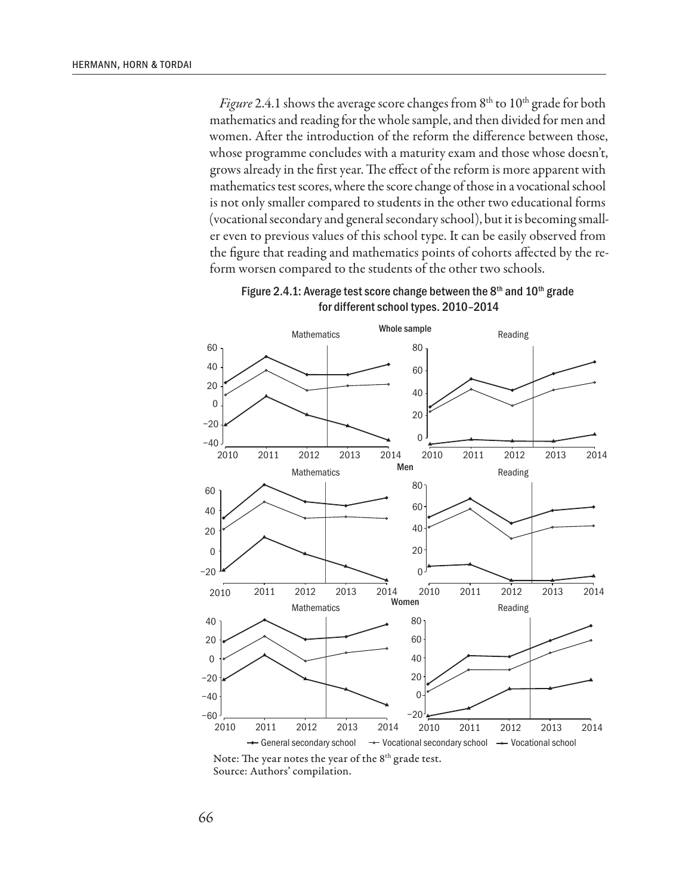*Figure* 2.4.1 shows the average score changes from 8th to 10th grade for both mathematics and reading for the whole sample, and then divided for men and women. After the introduction of the reform the difference between those, whose programme concludes with a maturity exam and those whose doesn't, grows already in the first year. The effect of the reform is more apparent with mathematics test scores, where the score change of those in a vocational school is not only smaller compared to students in the other two educational forms (vocational secondary and general secondary school), but it is becoming smaller even to previous values of this school type. It can be easily observed from the figure that reading and mathematics points of cohorts affected by the reform worsen compared to the students of the other two schools.

**Figure 2.4.1: Average test score change between the 8th and 10th grade for different school types. 2010–2014**

Note: The year notes the year of the 8th grade test.
Source: Authors' compilation.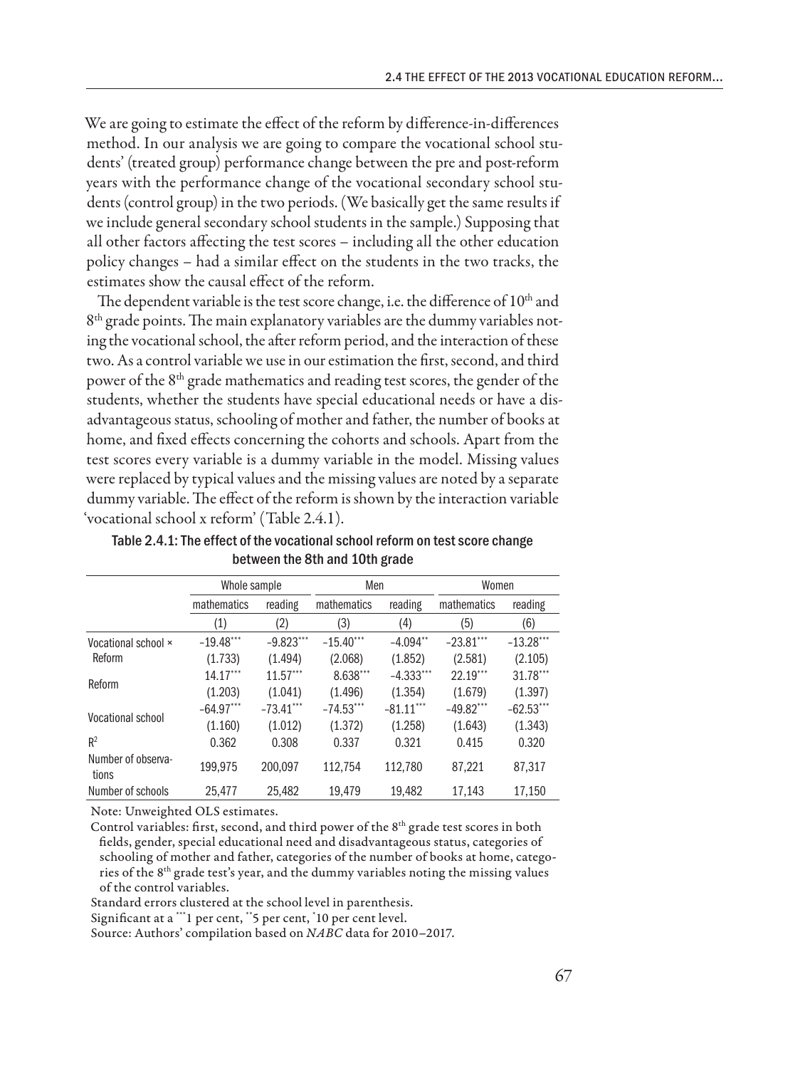We are going to estimate the effect of the reform by difference-in-differences method. In our analysis we are going to compare the vocational school students' (treated group) performance change between the pre and post-reform years with the performance change of the vocational secondary school students (control group) in the two periods. (We basically get the same results if we include general secondary school students in the sample.) Supposing that all other factors affecting the test scores – including all the other education policy changes – had a similar effect on the students in the two tracks, the estimates show the causal effect of the reform.

The dependent variable is the test score change, i.e. the difference of 10th and 8th grade points. The main explanatory variables are the dummy variables noting the vocational school, the after reform period, and the interaction of these two. As a control variable we use in our estimation the first, second, and third power of the 8th grade mathematics and reading test scores, the gender of the students, whether the students have special educational needs or have a disadvantageous status, schooling of mother and father, the number of books at home, and fixed effects concerning the cohorts and schools. Apart from the test scores every variable is a dummy variable in the model. Missing values were replaced by typical values and the missing values are noted by a separate dummy variable. The effect of the reform is shown by the interaction variable 'vocational school x reform' (Table 2.4.1).

**Table 2.4.1: The effect of the vocational school reform on test score change between the 8th and 10th grade**

| | Whole sample | | Men | | Women | |
|---|---|---|---|---|---|---|
| | mathematics | reading | mathematics | reading | mathematics | reading |
| | (1) | (2) | (3) | (4) | (5) | (6) |
| Vocational school × Reform | −19.48*** | −9.823*** | −15.40*** | −4.094** | −23.81*** | −13.28*** |
| | (1.733) | (1.494) | (2.068) | (1.852) | (2.581) | (2.105) |
| Reform | 14.17*** | 11.57*** | 8.638*** | −4.333*** | 22.19*** | 31.78*** |
| | (1.203) | (1.041) | (1.496) | (1.354) | (1.679) | (1.397) |
| Vocational school | −64.97*** | −73.41*** | −74.53*** | −81.11*** | −49.82*** | −62.53*** |
| | (1.160) | (1.012) | (1.372) | (1.258) | (1.643) | (1.343) |
| $R^2$ | 0.362 | 0.308 | 0.337 | 0.321 | 0.415 | 0.320 |
| Number of observations | 199,975 | 200,097 | 112,754 | 112,780 | 87,221 | 87,317 |
| Number of schools | 25,477 | 25,482 | 19,479 | 19,482 | 17,143 | 17,150 |

Note: Unweighted OLS estimates.

Control variables: first, second, and third power of the 8th grade test scores in both fields, gender, special educational need and disadvantageous status, categories of schooling of mother and father, categories of the number of books at home, categories of the 8th grade test's year, and the dummy variables noting the missing values of the control variables.

Standard errors clustered at the school level in parenthesis.

Significant at a ***1 per cent, **5 per cent, *10 per cent level.

Source: Authors' compilation based on *NABC* data for 2010–2017.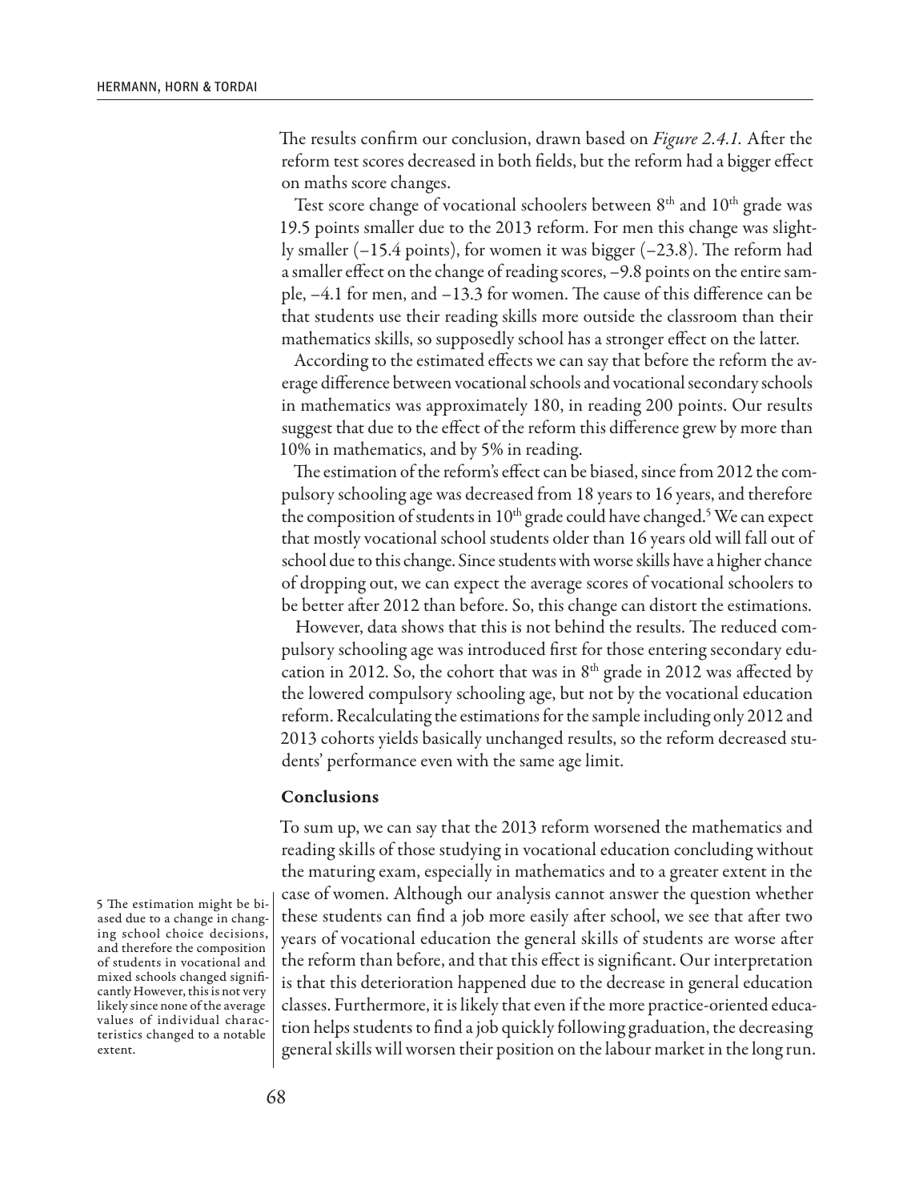The results confirm our conclusion, drawn based on *Figure 2.4.1.* After the reform test scores decreased in both fields, but the reform had a bigger effect on maths score changes.

Test score change of vocational schoolers between 8th and 10th grade was 19.5 points smaller due to the 2013 reform. For men this change was slightly smaller (–15.4 points), for women it was bigger (–23.8). The reform had a smaller effect on the change of reading scores, –9.8 points on the entire sample, –4.1 for men, and –13.3 for women. The cause of this difference can be that students use their reading skills more outside the classroom than their mathematics skills, so supposedly school has a stronger effect on the latter.

According to the estimated effects we can say that before the reform the average difference between vocational schools and vocational secondary schools in mathematics was approximately 180, in reading 200 points. Our results suggest that due to the effect of the reform this difference grew by more than 10% in mathematics, and by 5% in reading.

The estimation of the reform's effect can be biased, since from 2012 the compulsory schooling age was decreased from 18 years to 16 years, and therefore the composition of students in 10th grade could have changed.[5] We can expect that mostly vocational school students older than 16 years old will fall out of school due to this change. Since students with worse skills have a higher chance of dropping out, we can expect the average scores of vocational schoolers to be better after 2012 than before. So, this change can distort the estimations.

However, data shows that this is not behind the results. The reduced compulsory schooling age was introduced first for those entering secondary education in 2012. So, the cohort that was in 8th grade in 2012 was affected by the lowered compulsory schooling age, but not by the vocational education reform. Recalculating the estimations for the sample including only 2012 and 2013 cohorts yields basically unchanged results, so the reform decreased students' performance even with the same age limit.

### Conclusions

To sum up, we can say that the 2013 reform worsened the mathematics and reading skills of those studying in vocational education concluding without the maturing exam, especially in mathematics and to a greater extent in the case of women. Although our analysis cannot answer the question whether these students can find a job more easily after school, we see that after two years of vocational education the general skills of students are worse after the reform than before, and that this effect is significant. Our interpretation is that this deterioration happened due to the decrease in general education classes. Furthermore, it is likely that even if the more practice-oriented education helps students to find a job quickly following graduation, the decreasing general skills will worsen their position on the labour market in the long run.

5 The estimation might be biased due to a change in changing school choice decisions, and therefore the composition of students in vocational and mixed schools changed significantly However, this is not very likely since none of the average values of individual characteristics changed to a notable extent.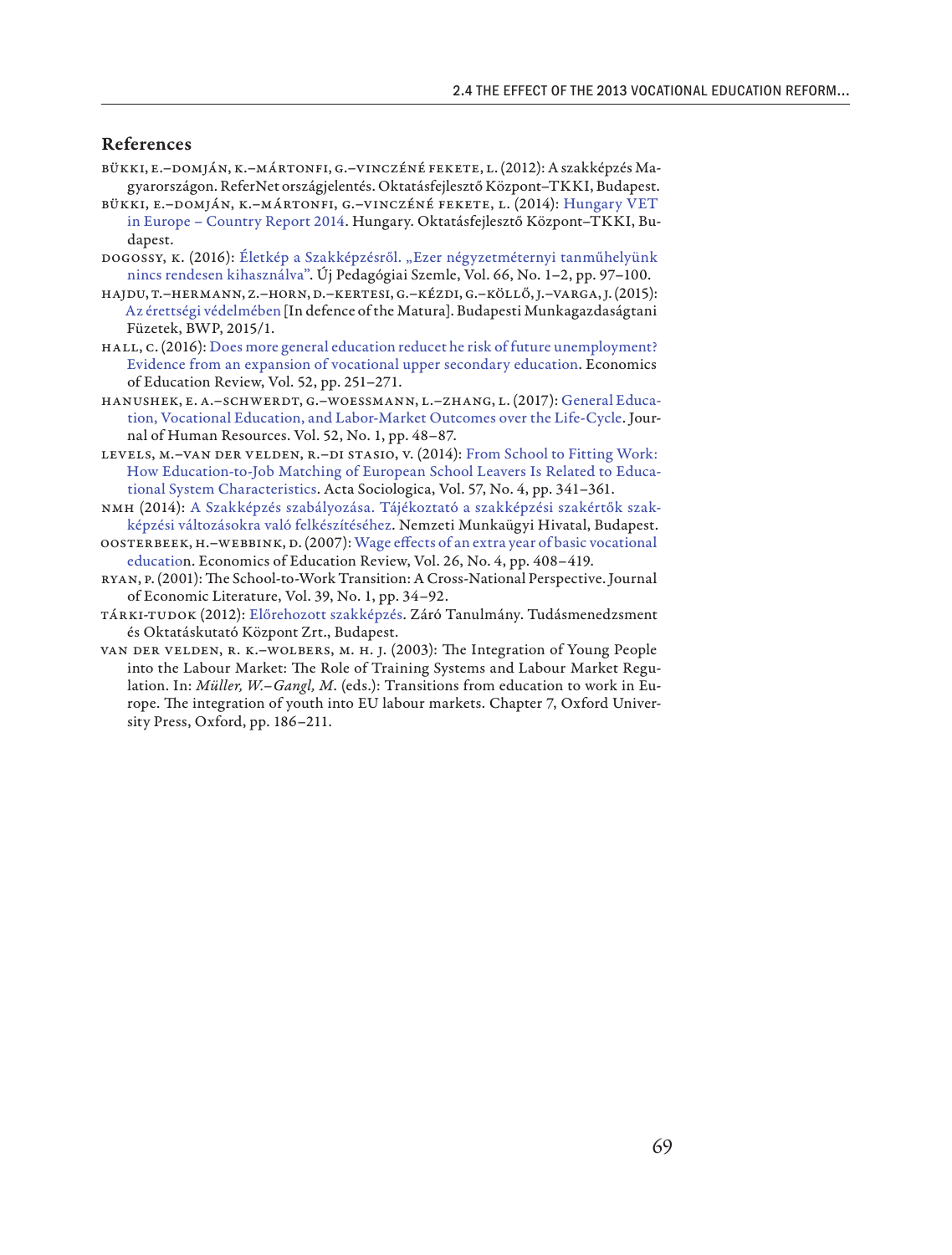## References

Bükki, E.–Domján, K.–Mártonfi, G.–Vinczéné Fekete, L. (2012): A szakképzés Magyarországon. ReferNet országjelentés. Oktatásfejlesztő Központ–TKKI, Budapest.

Bükki, E.–Domján, K.–Mártonfi, G.–Vinczéné Fekete, L. (2014): Hungary VET in Europe – Country Report 2014. Hungary. Oktatásfejlesztő Központ–TKKI, Budapest.

Dogossy, K. (2016): Életkép a Szakképzésről. „Ezer négyzetméternyi tanműhelyünk nincs rendesen kihasználva". Új Pedagógiai Szemle, Vol. 66, No. 1–2, pp. 97–100.

Hajdu, T.–Hermann, Z.–Horn, D.–Kertesi, G.–Kézdi, G.–Köllő, J.–Varga, J. (2015): Az érettségi védelmében [In defence of the Matura]. Budapesti Munkagazdaságtani Füzetek, BWP, 2015/1.

Hall, C. (2016): Does more general education reducet he risk of future unemployment? Evidence from an expansion of vocational upper secondary education. Economics of Education Review, Vol. 52, pp. 251–271.

Hanushek, E. A.–Schwerdt, G.–Woessmann, L.–Zhang, L. (2017): General Education, Vocational Education, and Labor-Market Outcomes over the Life-Cycle. Journal of Human Resources. Vol. 52, No. 1, pp. 48–87.

Levels, M.–van der Velden, R.–Di Stasio, V. (2014): From School to Fitting Work: How Education-to-Job Matching of European School Leavers Is Related to Educational System Characteristics. Acta Sociologica, Vol. 57, No. 4, pp. 341–361.

NMH (2014): A Szakképzés szabályozása. Tájékoztató a szakképzési szakértők szakképzési változásokra való felkészítéséhez. Nemzeti Munkaügyi Hivatal, Budapest.

Oosterbeek, H.–Webbink, D. (2007): Wage effects of an extra year of basic vocational education. Economics of Education Review, Vol. 26, No. 4, pp. 408–419.

Ryan, P. (2001): The School-to-Work Transition: A Cross-National Perspective. Journal of Economic Literature, Vol. 39, No. 1, pp. 34–92.

Tárki-Tudok (2012): Előrehozott szakképzés. Záró Tanulmány. Tudásmenedzsment és Oktatáskutató Központ Zrt., Budapest.

van der Velden, R. K.–Wolbers, M. H. J. (2003): The Integration of Young People into the Labour Market: The Role of Training Systems and Labour Market Regulation. In: *Müller, W.–Gangl, M.* (eds.): Transitions from education to work in Europe. The integration of youth into EU labour markets. Chapter 7, Oxford University Press, Oxford, pp. 186–211.